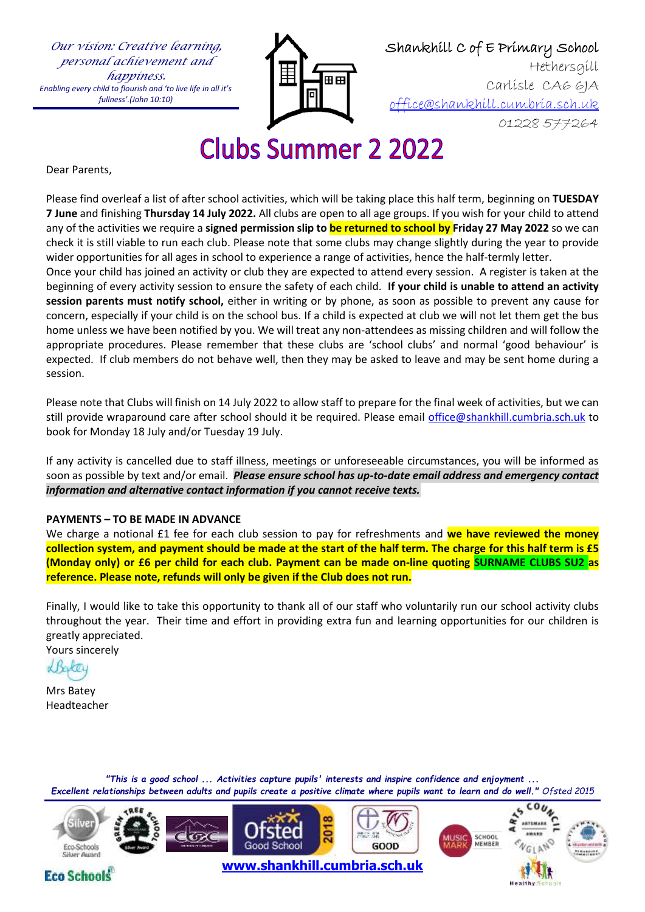*Our vision: Creative learning, personal achievement and happiness.*
*Enabling every child to flourish and 'to live life in all it's fullness'.(John 10:10)*

Shankhill C of E Primary School
Hethersgill
Carlisle CA6 6JA
office@shankhill.cumbria.sch.uk
01228 577264

# Clubs Summer 2 2022

Dear Parents,

Please find overleaf a list of after school activities, which will be taking place this half term, beginning on **TUESDAY 7 June** and finishing **Thursday 14 July 2022.** All clubs are open to all age groups. If you wish for your child to attend any of the activities we require a **signed permission slip to be returned to school by Friday 27 May 2022** so we can check it is still viable to run each club. Please note that some clubs may change slightly during the year to provide wider opportunities for all ages in school to experience a range of activities, hence the half-termly letter.

Once your child has joined an activity or club they are expected to attend every session. A register is taken at the beginning of every activity session to ensure the safety of each child. **If your child is unable to attend an activity session parents must notify school,** either in writing or by phone, as soon as possible to prevent any cause for concern, especially if your child is on the school bus. If a child is expected at club we will not let them get the bus home unless we have been notified by you. We will treat any non-attendees as missing children and will follow the appropriate procedures. Please remember that these clubs are 'school clubs' and normal 'good behaviour' is expected. If club members do not behave well, then they may be asked to leave and may be sent home during a session.

Please note that Clubs will finish on 14 July 2022 to allow staff to prepare for the final week of activities, but we can still provide wraparound care after school should it be required. Please email office@shankhill.cumbria.sch.uk to book for Monday 18 July and/or Tuesday 19 July.

If any activity is cancelled due to staff illness, meetings or unforeseeable circumstances, you will be informed as soon as possible by text and/or email. ***Please ensure school has up-to-date email address and emergency contact information and alternative contact information if you cannot receive texts.***

**PAYMENTS – TO BE MADE IN ADVANCE**

We charge a notional £1 fee for each club session to pay for refreshments and **we have reviewed the money collection system, and payment should be made at the start of the half term. The charge for this half term is £5 (Monday only) or £6 per child for each club. Payment can be made on-line quoting SURNAME CLUBS SU2 as reference. Please note, refunds will only be given if the Club does not run.**

Finally, I would like to take this opportunity to thank all of our staff who voluntarily run our school activity clubs throughout the year. Their time and effort in providing extra fun and learning opportunities for our children is greatly appreciated.

Yours sincerely

Mrs Batey
Headteacher

*"This is a good school ... Activities capture pupils' interests and inspire confidence and enjoyment ... Excellent relationships between adults and pupils create a positive climate where pupils want to learn and do well." Ofsted 2015*

www.shankhill.cumbria.sch.uk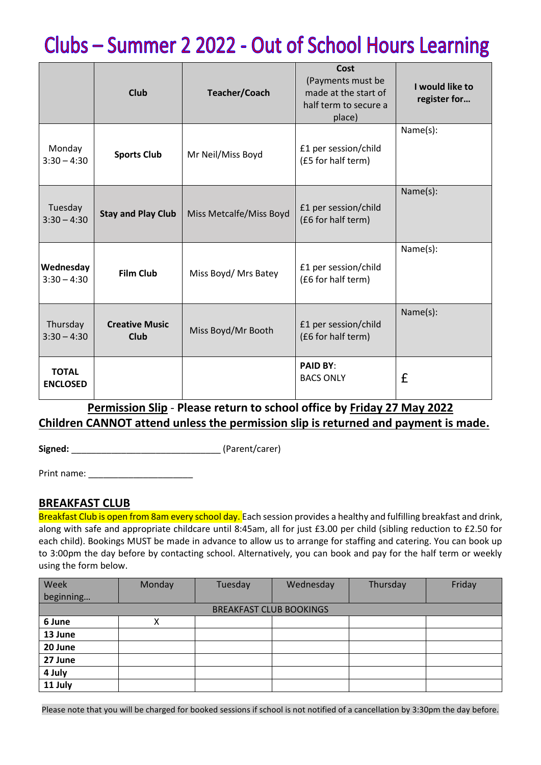# Clubs – Summer 2 2022 - Out of School Hours Learning

| | Club | Teacher/Coach | Cost (Payments must be made at the start of half term to secure a place) | I would like to register for… |
|---|---|---|---|---|
| Monday 3:30 – 4:30 | **Sports Club** | Mr Neil/Miss Boyd | £1 per session/child (£5 for half term) | Name(s): |
| Tuesday 3:30 – 4:30 | **Stay and Play Club** | Miss Metcalfe/Miss Boyd | £1 per session/child (£6 for half term) | Name(s): |
| **Wednesday** 3:30 – 4:30 | **Film Club** | Miss Boyd/ Mrs Batey | £1 per session/child (£6 for half term) | Name(s): |
| Thursday 3:30 – 4:30 | **Creative Music Club** | Miss Boyd/Mr Booth | £1 per session/child (£6 for half term) | Name(s): |
| **TOTAL ENCLOSED** | | | **PAID BY**: BACS ONLY | £ |

**Permission Slip - Please return to school office by Friday 27 May 2022**
**Children CANNOT attend unless the permission slip is returned and payment is made.**

**Signed:** ______________________________ (Parent/carer)

Print name: _____________________

## BREAKFAST CLUB

Breakfast Club is open from 8am every school day. Each session provides a healthy and fulfilling breakfast and drink, along with safe and appropriate childcare until 8:45am, all for just £3.00 per child (sibling reduction to £2.50 for each child). Bookings MUST be made in advance to allow us to arrange for staffing and catering. You can book up to 3:00pm the day before by contacting school. Alternatively, you can book and pay for the half term or weekly using the form below.

| Week beginning… | Monday | Tuesday | Wednesday | Thursday | Friday |
|---|---|---|---|---|---|
| BREAKFAST CLUB BOOKINGS | | | | | |
| **6 June** | X | | | | |
| **13 June** | | | | | |
| **20 June** | | | | | |
| **27 June** | | | | | |
| **4 July** | | | | | |
| **11 July** | | | | | |

Please note that you will be charged for booked sessions if school is not notified of a cancellation by 3:30pm the day before.